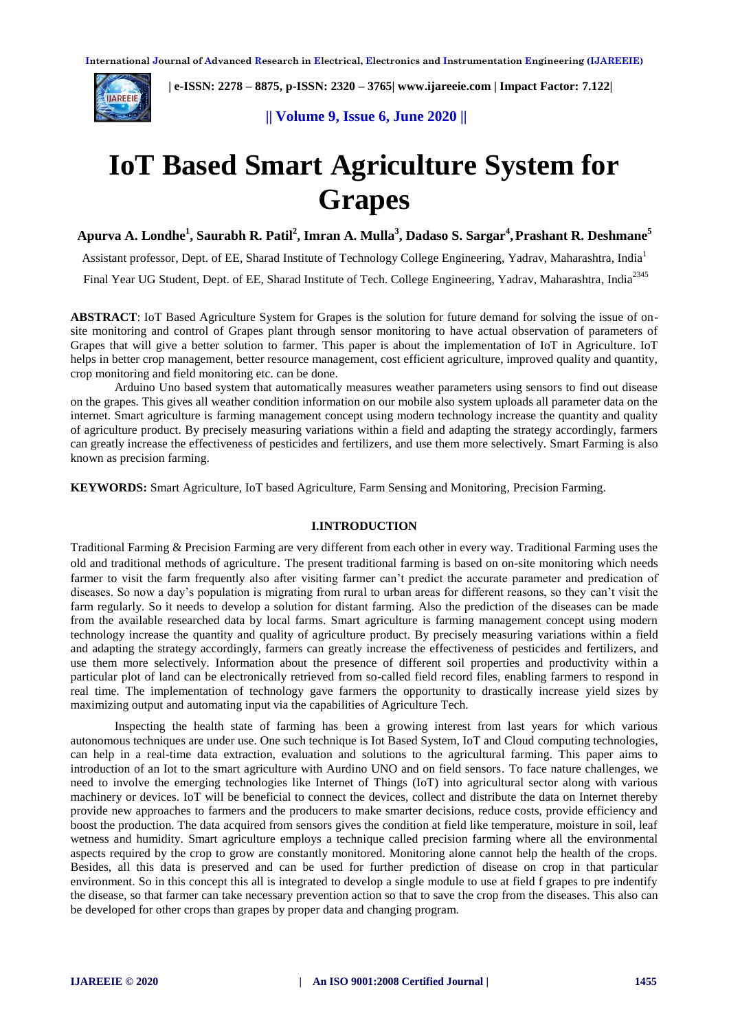# IoT Based Smart Agriculture System for Grapes

**Apurva A. Londhe[1], Saurabh R. Patil[2], Imran A. Mulla[3], Dadaso S. Sargar[4], Prashant R. Deshmane[5]**

Assistant professor, Dept. of EE, Sharad Institute of Technology College Engineering, Yadrav, Maharashtra, India[1]

Final Year UG Student, Dept. of EE, Sharad Institute of Tech. College Engineering, Yadrav, Maharashtra, India[2345]

**ABSTRACT**: IoT Based Agriculture System for Grapes is the solution for future demand for solving the issue of on-site monitoring and control of Grapes plant through sensor monitoring to have actual observation of parameters of Grapes that will give a better solution to farmer. This paper is about the implementation of IoT in Agriculture. IoT helps in better crop management, better resource management, cost efficient agriculture, improved quality and quantity, crop monitoring and field monitoring etc. can be done.

Arduino Uno based system that automatically measures weather parameters using sensors to find out disease on the grapes. This gives all weather condition information on our mobile also system uploads all parameter data on the internet. Smart agriculture is farming management concept using modern technology increase the quantity and quality of agriculture product. By precisely measuring variations within a field and adapting the strategy accordingly, farmers can greatly increase the effectiveness of pesticides and fertilizers, and use them more selectively. Smart Farming is also known as precision farming.

**KEYWORDS:** Smart Agriculture, IoT based Agriculture, Farm Sensing and Monitoring, Precision Farming.

## I.INTRODUCTION

Traditional Farming & Precision Farming are very different from each other in every way. Traditional Farming uses the old and traditional methods of agriculture. The present traditional farming is based on on-site monitoring which needs farmer to visit the farm frequently also after visiting farmer can't predict the accurate parameter and predication of diseases. So now a day's population is migrating from rural to urban areas for different reasons, so they can't visit the farm regularly. So it needs to develop a solution for distant farming. Also the prediction of the diseases can be made from the available researched data by local farms. Smart agriculture is farming management concept using modern technology increase the quantity and quality of agriculture product. By precisely measuring variations within a field and adapting the strategy accordingly, farmers can greatly increase the effectiveness of pesticides and fertilizers, and use them more selectively. Information about the presence of different soil properties and productivity within a particular plot of land can be electronically retrieved from so-called field record files, enabling farmers to respond in real time. The implementation of technology gave farmers the opportunity to drastically increase yield sizes by maximizing output and automating input via the capabilities of Agriculture Tech.

Inspecting the health state of farming has been a growing interest from last years for which various autonomous techniques are under use. One such technique is Iot Based System, IoT and Cloud computing technologies, can help in a real-time data extraction, evaluation and solutions to the agricultural farming. This paper aims to introduction of an Iot to the smart agriculture with Aurdino UNO and on field sensors. To face nature challenges, we need to involve the emerging technologies like Internet of Things (IoT) into agricultural sector along with various machinery or devices. IoT will be beneficial to connect the devices, collect and distribute the data on Internet thereby provide new approaches to farmers and the producers to make smarter decisions, reduce costs, provide efficiency and boost the production. The data acquired from sensors gives the condition at field like temperature, moisture in soil, leaf wetness and humidity. Smart agriculture employs a technique called precision farming where all the environmental aspects required by the crop to grow are constantly monitored. Monitoring alone cannot help the health of the crops. Besides, all this data is preserved and can be used for further prediction of disease on crop in that particular environment. So in this concept this all is integrated to develop a single module to use at field f grapes to pre indentify the disease, so that farmer can take necessary prevention action so that to save the crop from the diseases. This also can be developed for other crops than grapes by proper data and changing program.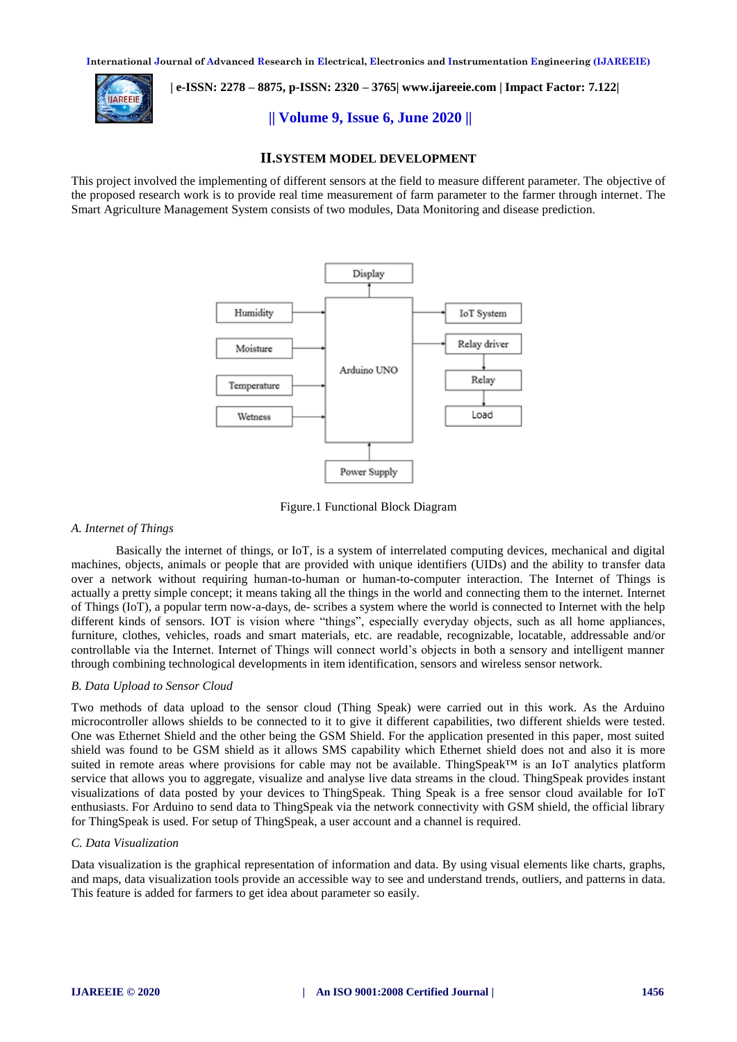## II.SYSTEM MODEL DEVELOPMENT

This project involved the implementing of different sensors at the field to measure different parameter. The objective of the proposed research work is to provide real time measurement of farm parameter to the farmer through internet. The Smart Agriculture Management System consists of two modules, Data Monitoring and disease prediction.

Figure.1 Functional Block Diagram

### *A. Internet of Things*

Basically the internet of things, or IoT, is a system of interrelated computing devices, mechanical and digital machines, objects, animals or people that are provided with unique identifiers (UIDs) and the ability to transfer data over a network without requiring human-to-human or human-to-computer interaction. The Internet of Things is actually a pretty simple concept; it means taking all the things in the world and connecting them to the internet. Internet of Things (IoT), a popular term now-a-days, de- scribes a system where the world is connected to Internet with the help different kinds of sensors. IOT is vision where "things", especially everyday objects, such as all home appliances, furniture, clothes, vehicles, roads and smart materials, etc. are readable, recognizable, locatable, addressable and/or controllable via the Internet. Internet of Things will connect world's objects in both a sensory and intelligent manner through combining technological developments in item identification, sensors and wireless sensor network.

### *B. Data Upload to Sensor Cloud*

Two methods of data upload to the sensor cloud (Thing Speak) were carried out in this work. As the Arduino microcontroller allows shields to be connected to it to give it different capabilities, two different shields were tested. One was Ethernet Shield and the other being the GSM Shield. For the application presented in this paper, most suited shield was found to be GSM shield as it allows SMS capability which Ethernet shield does not and also it is more suited in remote areas where provisions for cable may not be available. ThingSpeak™ is an IoT analytics platform service that allows you to aggregate, visualize and analyse live data streams in the cloud. ThingSpeak provides instant visualizations of data posted by your devices to ThingSpeak. Thing Speak is a free sensor cloud available for IoT enthusiasts. For Arduino to send data to ThingSpeak via the network connectivity with GSM shield, the official library for ThingSpeak is used. For setup of ThingSpeak, a user account and a channel is required.

### *C. Data Visualization*

Data visualization is the graphical representation of information and data. By using visual elements like charts, graphs, and maps, data visualization tools provide an accessible way to see and understand trends, outliers, and patterns in data. This feature is added for farmers to get idea about parameter so easily.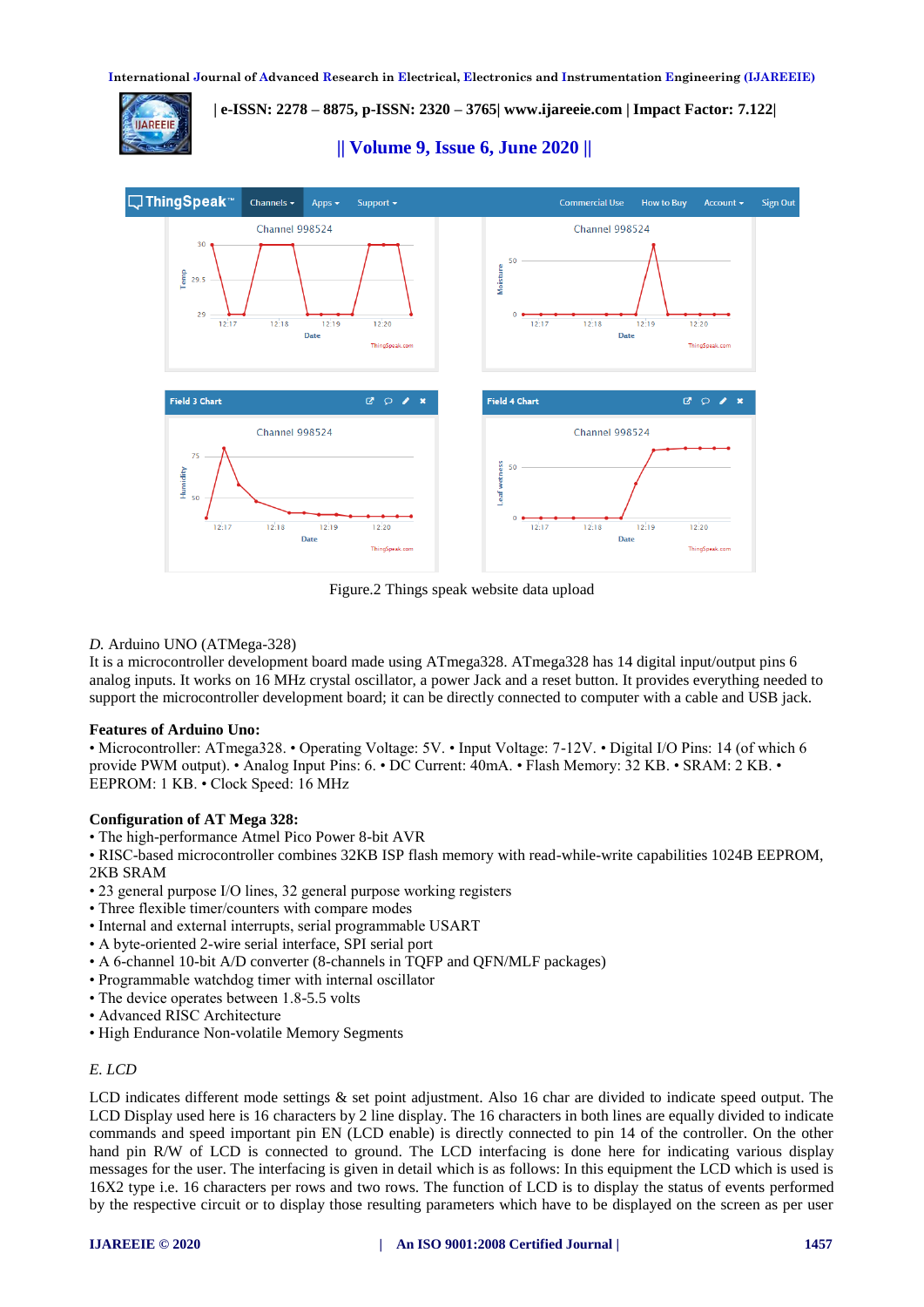Figure.2 Things speak website data upload

*D.* Arduino UNO (ATMega-328)

It is a microcontroller development board made using ATmega328. ATmega328 has 14 digital input/output pins 6 analog inputs. It works on 16 MHz crystal oscillator, a power Jack and a reset button. It provides everything needed to support the microcontroller development board; it can be directly connected to computer with a cable and USB jack.

**Features of Arduino Uno:**

• Microcontroller: ATmega328. • Operating Voltage: 5V. • Input Voltage: 7-12V. • Digital I/O Pins: 14 (of which 6 provide PWM output). • Analog Input Pins: 6. • DC Current: 40mA. • Flash Memory: 32 KB. • SRAM: 2 KB. • EEPROM: 1 KB. • Clock Speed: 16 MHz

**Configuration of AT Mega 328:**

• The high-performance Atmel Pico Power 8-bit AVR
• RISC-based microcontroller combines 32KB ISP flash memory with read-while-write capabilities 1024B EEPROM, 2KB SRAM
• 23 general purpose I/O lines, 32 general purpose working registers
• Three flexible timer/counters with compare modes
• Internal and external interrupts, serial programmable USART
• A byte-oriented 2-wire serial interface, SPI serial port
• A 6-channel 10-bit A/D converter (8-channels in TQFP and QFN/MLF packages)
• Programmable watchdog timer with internal oscillator
• The device operates between 1.8-5.5 volts
• Advanced RISC Architecture
• High Endurance Non-volatile Memory Segments

*E. LCD*

LCD indicates different mode settings & set point adjustment. Also 16 char are divided to indicate speed output. The LCD Display used here is 16 characters by 2 line display. The 16 characters in both lines are equally divided to indicate commands and speed important pin EN (LCD enable) is directly connected to pin 14 of the controller. On the other hand pin R/W of LCD is connected to ground. The LCD interfacing is done here for indicating various display messages for the user. The interfacing is given in detail which is as follows: In this equipment the LCD which is used is 16X2 type i.e. 16 characters per rows and two rows. The function of LCD is to display the status of events performed by the respective circuit or to display those resulting parameters which have to be displayed on the screen as per user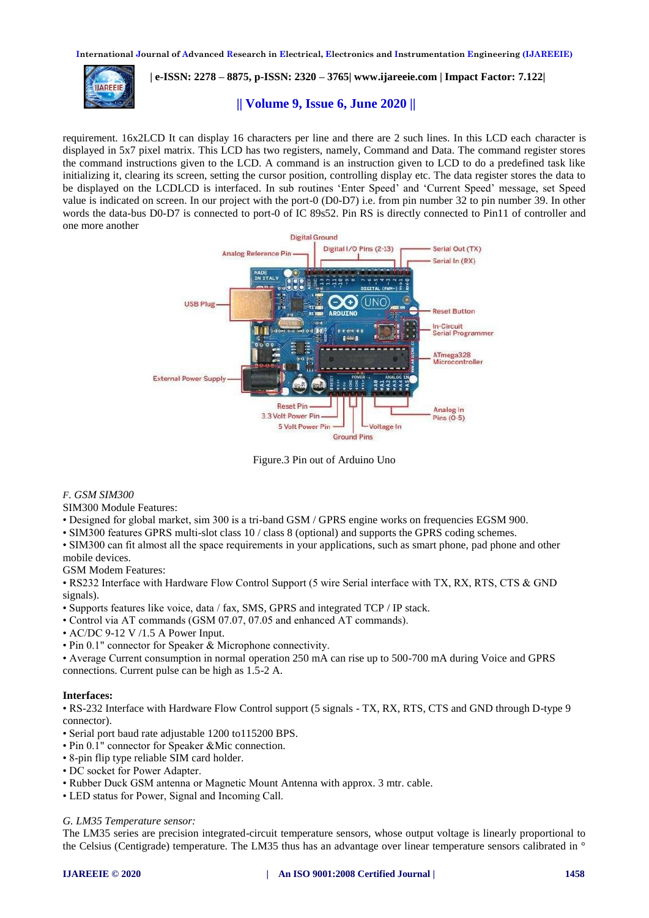requirement. 16x2LCD It can display 16 characters per line and there are 2 such lines. In this LCD each character is displayed in 5x7 pixel matrix. This LCD has two registers, namely, Command and Data. The command register stores the command instructions given to the LCD. A command is an instruction given to LCD to do a predefined task like initializing it, clearing its screen, setting the cursor position, controlling display etc. The data register stores the data to be displayed on the LCDLCD is interfaced. In sub routines 'Enter Speed' and 'Current Speed' message, set Speed value is indicated on screen. In our project with the port-0 (D0-D7) i.e. from pin number 32 to pin number 39. In other words the data-bus D0-D7 is connected to port-0 of IC 89s52. Pin RS is directly connected to Pin11 of controller and one more another

Figure.3 Pin out of Arduino Uno

*F. GSM SIM300*

SIM300 Module Features:

- Designed for global market, sim 300 is a tri-band GSM / GPRS engine works on frequencies EGSM 900.
- SIM300 features GPRS multi-slot class 10 / class 8 (optional) and supports the GPRS coding schemes.
- SIM300 can fit almost all the space requirements in your applications, such as smart phone, pad phone and other mobile devices.

GSM Modem Features:

- RS232 Interface with Hardware Flow Control Support (5 wire Serial interface with TX, RX, RTS, CTS & GND signals).
- Supports features like voice, data / fax, SMS, GPRS and integrated TCP / IP stack.
- Control via AT commands (GSM 07.07, 07.05 and enhanced AT commands).
- AC/DC 9-12 V /1.5 A Power Input.
- Pin 0.1" connector for Speaker & Microphone connectivity.
- Average Current consumption in normal operation 250 mA can rise up to 500-700 mA during Voice and GPRS connections. Current pulse can be high as 1.5-2 A.

**Interfaces:**

- RS-232 Interface with Hardware Flow Control support (5 signals - TX, RX, RTS, CTS and GND through D-type 9 connector).
- Serial port baud rate adjustable 1200 to115200 BPS.
- Pin 0.1" connector for Speaker &Mic connection.
- 8-pin flip type reliable SIM card holder.
- DC socket for Power Adapter.
- Rubber Duck GSM antenna or Magnetic Mount Antenna with approx. 3 mtr. cable.
- LED status for Power, Signal and Incoming Call.

*G. LM35 Temperature sensor:*

The LM35 series are precision integrated-circuit temperature sensors, whose output voltage is linearly proportional to the Celsius (Centigrade) temperature. The LM35 thus has an advantage over linear temperature sensors calibrated in °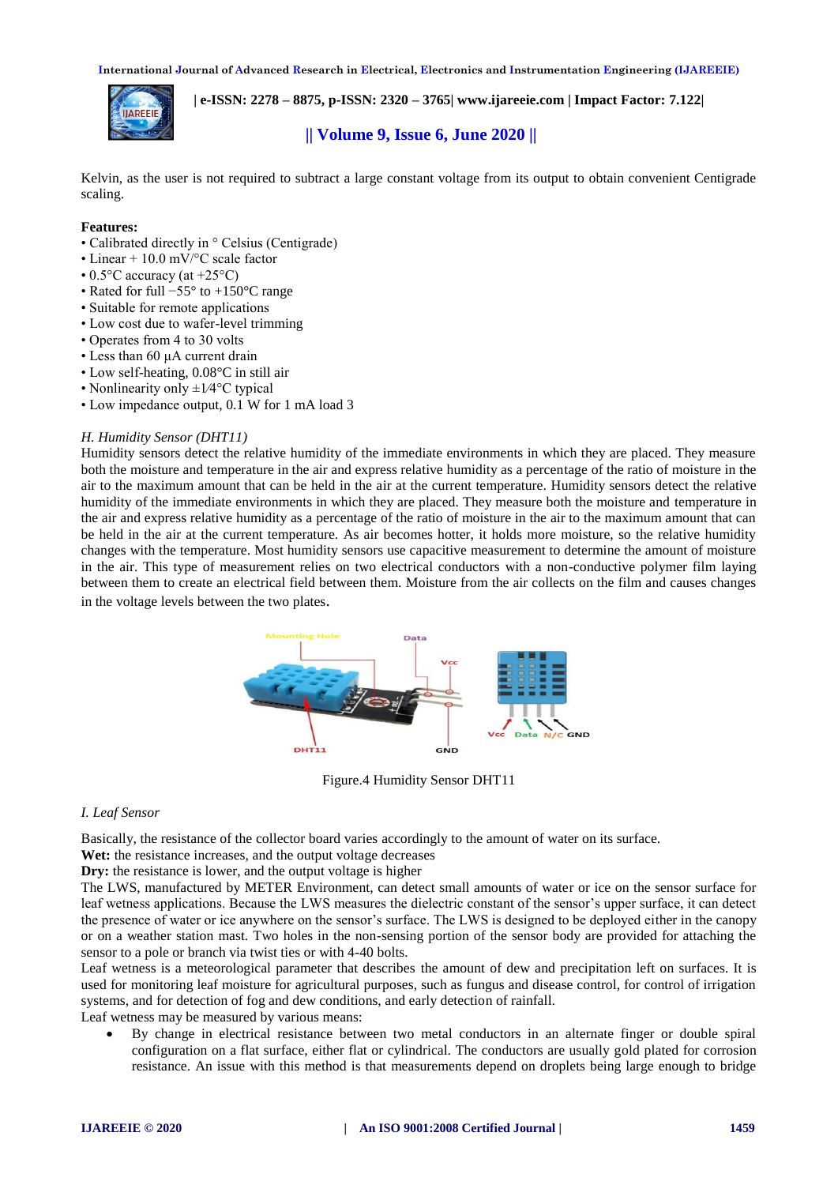Kelvin, as the user is not required to subtract a large constant voltage from its output to obtain convenient Centigrade scaling.

**Features:**
- Calibrated directly in ° Celsius (Centigrade)
- Linear + 10.0 mV/°C scale factor
- 0.5°C accuracy (at +25°C)
- Rated for full −55° to +150°C range
- Suitable for remote applications
- Low cost due to wafer-level trimming
- Operates from 4 to 30 volts
- Less than 60 µA current drain
- Low self-heating, 0.08°C in still air
- Nonlinearity only ±1⁄4°C typical
- Low impedance output, 0.1 W for 1 mA load 3

*H. Humidity Sensor (DHT11)*

Humidity sensors detect the relative humidity of the immediate environments in which they are placed. They measure both the moisture and temperature in the air and express relative humidity as a percentage of the ratio of moisture in the air to the maximum amount that can be held in the air at the current temperature. Humidity sensors detect the relative humidity of the immediate environments in which they are placed. They measure both the moisture and temperature in the air and express relative humidity as a percentage of the ratio of moisture in the air to the maximum amount that can be held in the air at the current temperature. As air becomes hotter, it holds more moisture, so the relative humidity changes with the temperature. Most humidity sensors use capacitive measurement to determine the amount of moisture in the air. This type of measurement relies on two electrical conductors with a non-conductive polymer film laying between them to create an electrical field between them. Moisture from the air collects on the film and causes changes in the voltage levels between the two plates.

Figure.4 Humidity Sensor DHT11

*I. Leaf Sensor*

Basically, the resistance of the collector board varies accordingly to the amount of water on its surface.
**Wet:** the resistance increases, and the output voltage decreases
**Dry:** the resistance is lower, and the output voltage is higher
The LWS, manufactured by METER Environment, can detect small amounts of water or ice on the sensor surface for leaf wetness applications. Because the LWS measures the dielectric constant of the sensor's upper surface, it can detect the presence of water or ice anywhere on the sensor's surface. The LWS is designed to be deployed either in the canopy or on a weather station mast. Two holes in the non-sensing portion of the sensor body are provided for attaching the sensor to a pole or branch via twist ties or with 4-40 bolts.
Leaf wetness is a meteorological parameter that describes the amount of dew and precipitation left on surfaces. It is used for monitoring leaf moisture for agricultural purposes, such as fungus and disease control, for control of irrigation systems, and for detection of fog and dew conditions, and early detection of rainfall.
Leaf wetness may be measured by various means:

- By change in electrical resistance between two metal conductors in an alternate finger or double spiral configuration on a flat surface, either flat or cylindrical. The conductors are usually gold plated for corrosion resistance. An issue with this method is that measurements depend on droplets being large enough to bridge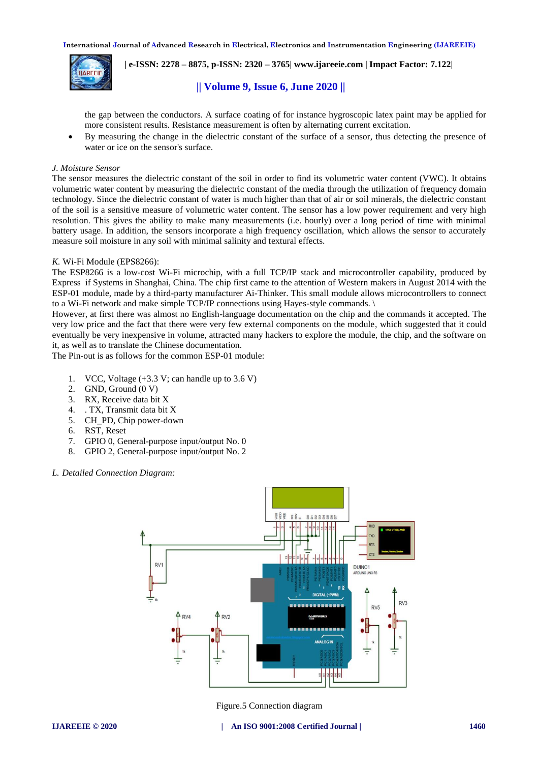the gap between the conductors. A surface coating of for instance hygroscopic latex paint may be applied for more consistent results. Resistance measurement is often by alternating current excitation.

- By measuring the change in the dielectric constant of the surface of a sensor, thus detecting the presence of water or ice on the sensor's surface.

*J. Moisture Sensor*

The sensor measures the dielectric constant of the soil in order to find its volumetric water content (VWC). It obtains volumetric water content by measuring the dielectric constant of the media through the utilization of frequency domain technology. Since the dielectric constant of water is much higher than that of air or soil minerals, the dielectric constant of the soil is a sensitive measure of volumetric water content. The sensor has a low power requirement and very high resolution. This gives the ability to make many measurements (i.e. hourly) over a long period of time with minimal battery usage. In addition, the sensors incorporate a high frequency oscillation, which allows the sensor to accurately measure soil moisture in any soil with minimal salinity and textural effects.

*K.* Wi-Fi Module (EPS8266):

The ESP8266 is a low-cost Wi-Fi microchip, with a full TCP/IP stack and microcontroller capability, produced by Express if Systems in Shanghai, China. The chip first came to the attention of Western makers in August 2014 with the ESP-01 module, made by a third-party manufacturer Ai-Thinker. This small module allows microcontrollers to connect to a Wi-Fi network and make simple TCP/IP connections using Hayes-style commands. \
However, at first there was almost no English-language documentation on the chip and the commands it accepted. The very low price and the fact that there were very few external components on the module, which suggested that it could eventually be very inexpensive in volume, attracted many hackers to explore the module, the chip, and the software on it, as well as to translate the Chinese documentation.
The Pin-out is as follows for the common ESP-01 module:

1. VCC, Voltage (+3.3 V; can handle up to 3.6 V)
2. GND, Ground (0 V)
3. RX, Receive data bit X
4. . TX, Transmit data bit X
5. CH_PD, Chip power-down
6. RST, Reset
7. GPIO 0, General-purpose input/output No. 0
8. GPIO 2, General-purpose input/output No. 2

*L. Detailed Connection Diagram:*

Figure.5 Connection diagram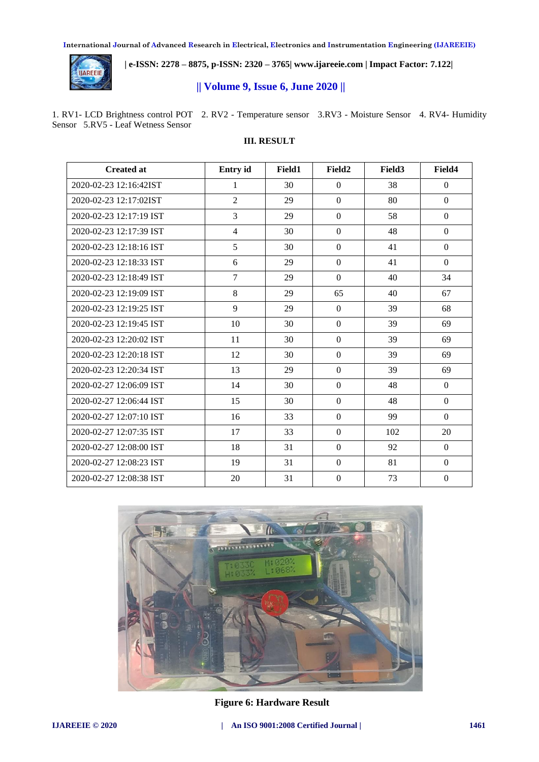1. RV1- LCD Brightness control POT 2. RV2 - Temperature sensor 3.RV3 - Moisture Sensor 4. RV4- Humidity Sensor 5.RV5 - Leaf Wetness Sensor

## III. RESULT

| Created at | Entry id | Field1 | Field2 | Field3 | Field4 |
|---|---|---|---|---|---|
| 2020-02-23 12:16:42IST | 1 | 30 | 0 | 38 | 0 |
| 2020-02-23 12:17:02IST | 2 | 29 | 0 | 80 | 0 |
| 2020-02-23 12:17:19 IST | 3 | 29 | 0 | 58 | 0 |
| 2020-02-23 12:17:39 IST | 4 | 30 | 0 | 48 | 0 |
| 2020-02-23 12:18:16 IST | 5 | 30 | 0 | 41 | 0 |
| 2020-02-23 12:18:33 IST | 6 | 29 | 0 | 41 | 0 |
| 2020-02-23 12:18:49 IST | 7 | 29 | 0 | 40 | 34 |
| 2020-02-23 12:19:09 IST | 8 | 29 | 65 | 40 | 67 |
| 2020-02-23 12:19:25 IST | 9 | 29 | 0 | 39 | 68 |
| 2020-02-23 12:19:45 IST | 10 | 30 | 0 | 39 | 69 |
| 2020-02-23 12:20:02 IST | 11 | 30 | 0 | 39 | 69 |
| 2020-02-23 12:20:18 IST | 12 | 30 | 0 | 39 | 69 |
| 2020-02-23 12:20:34 IST | 13 | 29 | 0 | 39 | 69 |
| 2020-02-27 12:06:09 IST | 14 | 30 | 0 | 48 | 0 |
| 2020-02-27 12:06:44 IST | 15 | 30 | 0 | 48 | 0 |
| 2020-02-27 12:07:10 IST | 16 | 33 | 0 | 99 | 0 |
| 2020-02-27 12:07:35 IST | 17 | 33 | 0 | 102 | 20 |
| 2020-02-27 12:08:00 IST | 18 | 31 | 0 | 92 | 0 |
| 2020-02-27 12:08:23 IST | 19 | 31 | 0 | 81 | 0 |
| 2020-02-27 12:08:38 IST | 20 | 31 | 0 | 73 | 0 |

**Figure 6: Hardware Result**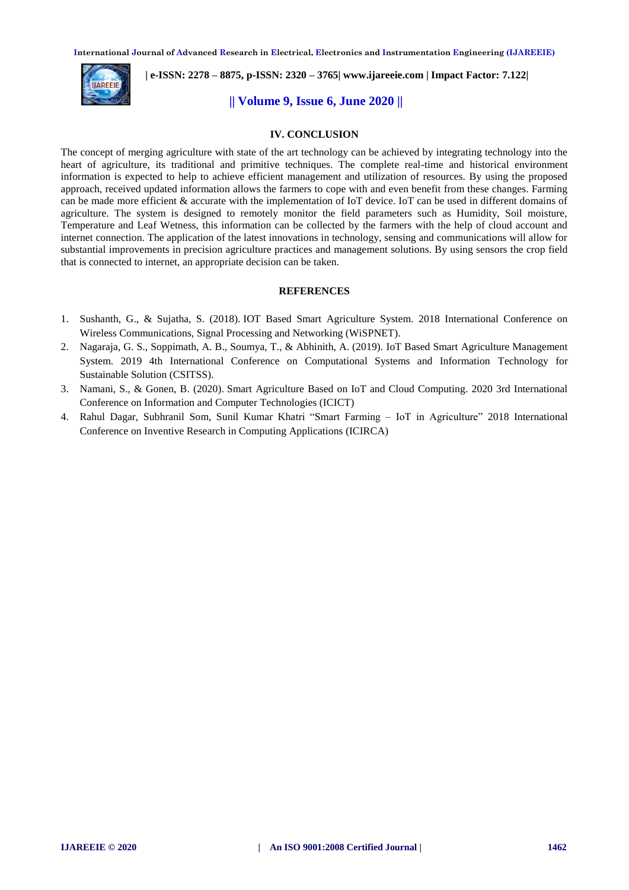## IV. CONCLUSION

The concept of merging agriculture with state of the art technology can be achieved by integrating technology into the heart of agriculture, its traditional and primitive techniques. The complete real-time and historical environment information is expected to help to achieve efficient management and utilization of resources. By using the proposed approach, received updated information allows the farmers to cope with and even benefit from these changes. Farming can be made more efficient & accurate with the implementation of IoT device. IoT can be used in different domains of agriculture. The system is designed to remotely monitor the field parameters such as Humidity, Soil moisture, Temperature and Leaf Wetness, this information can be collected by the farmers with the help of cloud account and internet connection. The application of the latest innovations in technology, sensing and communications will allow for substantial improvements in precision agriculture practices and management solutions. By using sensors the crop field that is connected to internet, an appropriate decision can be taken.

## REFERENCES

1. Sushanth, G., & Sujatha, S. (2018). IOT Based Smart Agriculture System. 2018 International Conference on Wireless Communications, Signal Processing and Networking (WiSPNET).
2. Nagaraja, G. S., Soppimath, A. B., Soumya, T., & Abhinith, A. (2019). IoT Based Smart Agriculture Management System. 2019 4th International Conference on Computational Systems and Information Technology for Sustainable Solution (CSITSS).
3. Namani, S., & Gonen, B. (2020). Smart Agriculture Based on IoT and Cloud Computing. 2020 3rd International Conference on Information and Computer Technologies (ICICT)
4. Rahul Dagar, Subhranil Som, Sunil Kumar Khatri "Smart Farming – IoT in Agriculture" 2018 International Conference on Inventive Research in Computing Applications (ICIRCA)